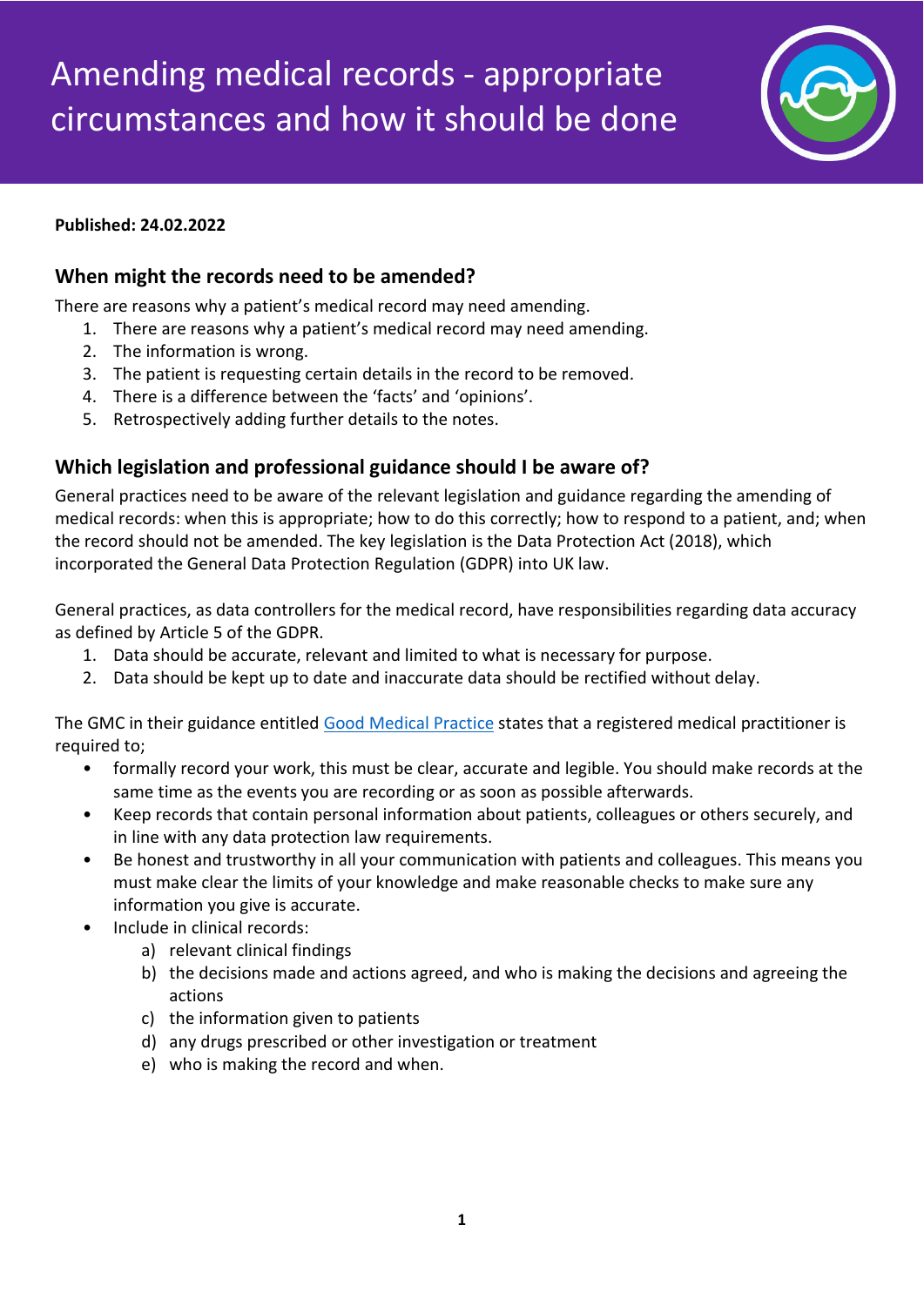# Amending medical records - appropriate circumstances and how it should be done

**Published: 24.02.2022**

## When might the records need to be amended?

There are reasons why a patient's medical record may need amending.

1. There are reasons why a patient's medical record may need amending.
2. The information is wrong.
3. The patient is requesting certain details in the record to be removed.
4. There is a difference between the 'facts' and 'opinions'.
5. Retrospectively adding further details to the notes.

## Which legislation and professional guidance should I be aware of?

General practices need to be aware of the relevant legislation and guidance regarding the amending of medical records: when this is appropriate; how to do this correctly; how to respond to a patient, and; when the record should not be amended. The key legislation is the Data Protection Act (2018), which incorporated the General Data Protection Regulation (GDPR) into UK law.

General practices, as data controllers for the medical record, have responsibilities regarding data accuracy as defined by Article 5 of the GDPR.

1. Data should be accurate, relevant and limited to what is necessary for purpose.
2. Data should be kept up to date and inaccurate data should be rectified without delay.

The GMC in their guidance entitled Good Medical Practice states that a registered medical practitioner is required to;

- formally record your work, this must be clear, accurate and legible. You should make records at the same time as the events you are recording or as soon as possible afterwards.
- Keep records that contain personal information about patients, colleagues or others securely, and in line with any data protection law requirements.
- Be honest and trustworthy in all your communication with patients and colleagues. This means you must make clear the limits of your knowledge and make reasonable checks to make sure any information you give is accurate.
- Include in clinical records:
    a) relevant clinical findings
    b) the decisions made and actions agreed, and who is making the decisions and agreeing the actions
    c) the information given to patients
    d) any drugs prescribed or other investigation or treatment
    e) who is making the record and when.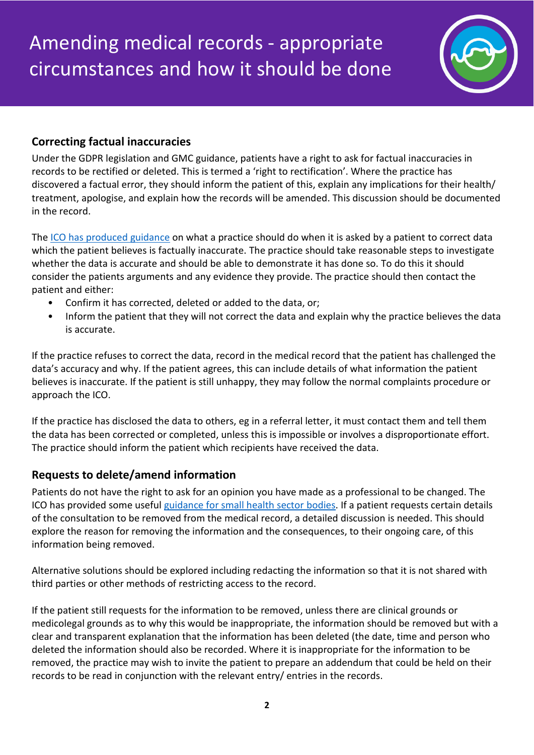# Amending medical records - appropriate circumstances and how it should be done

## Correcting factual inaccuracies

Under the GDPR legislation and GMC guidance, patients have a right to ask for factual inaccuracies in records to be rectified or deleted. This is termed a 'right to rectification'. Where the practice has discovered a factual error, they should inform the patient of this, explain any implications for their health/ treatment, apologise, and explain how the records will be amended. This discussion should be documented in the record.

The ICO has produced guidance on what a practice should do when it is asked by a patient to correct data which the patient believes is factually inaccurate. The practice should take reasonable steps to investigate whether the data is accurate and should be able to demonstrate it has done so. To do this it should consider the patients arguments and any evidence they provide. The practice should then contact the patient and either:

- Confirm it has corrected, deleted or added to the data, or;
- Inform the patient that they will not correct the data and explain why the practice believes the data is accurate.

If the practice refuses to correct the data, record in the medical record that the patient has challenged the data's accuracy and why. If the patient agrees, this can include details of what information the patient believes is inaccurate. If the patient is still unhappy, they may follow the normal complaints procedure or approach the ICO.

If the practice has disclosed the data to others, eg in a referral letter, it must contact them and tell them the data has been corrected or completed, unless this is impossible or involves a disproportionate effort. The practice should inform the patient which recipients have received the data.

## Requests to delete/amend information

Patients do not have the right to ask for an opinion you have made as a professional to be changed. The ICO has provided some useful guidance for small health sector bodies. If a patient requests certain details of the consultation to be removed from the medical record, a detailed discussion is needed. This should explore the reason for removing the information and the consequences, to their ongoing care, of this information being removed.

Alternative solutions should be explored including redacting the information so that it is not shared with third parties or other methods of restricting access to the record.

If the patient still requests for the information to be removed, unless there are clinical grounds or medicolegal grounds as to why this would be inappropriate, the information should be removed but with a clear and transparent explanation that the information has been deleted (the date, time and person who deleted the information should also be recorded. Where it is inappropriate for the information to be removed, the practice may wish to invite the patient to prepare an addendum that could be held on their records to be read in conjunction with the relevant entry/ entries in the records.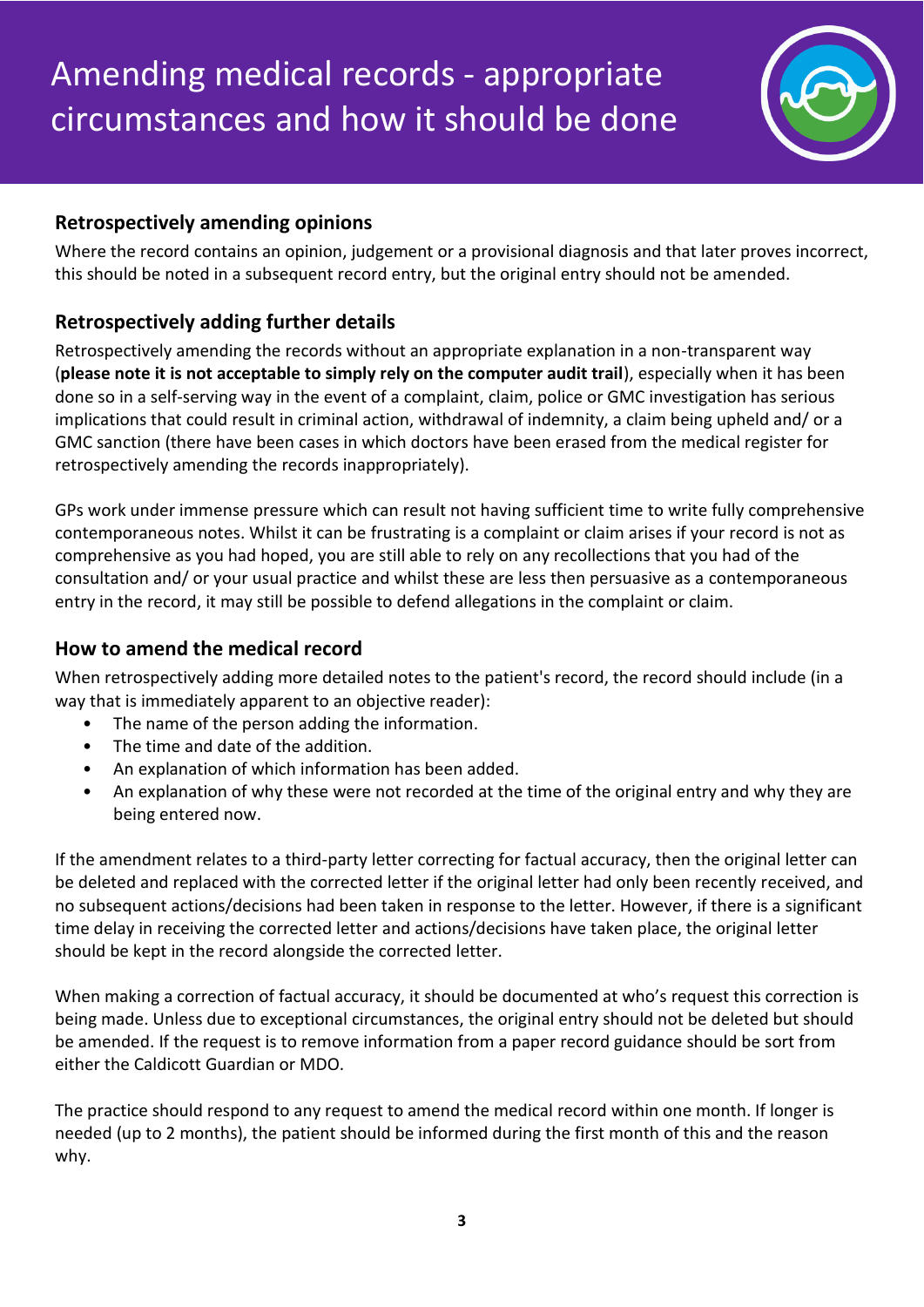# Amending medical records - appropriate circumstances and how it should be done

## Retrospectively amending opinions

Where the record contains an opinion, judgement or a provisional diagnosis and that later proves incorrect, this should be noted in a subsequent record entry, but the original entry should not be amended.

## Retrospectively adding further details

Retrospectively amending the records without an appropriate explanation in a non-transparent way (**please note it is not acceptable to simply rely on the computer audit trail**), especially when it has been done so in a self-serving way in the event of a complaint, claim, police or GMC investigation has serious implications that could result in criminal action, withdrawal of indemnity, a claim being upheld and/ or a GMC sanction (there have been cases in which doctors have been erased from the medical register for retrospectively amending the records inappropriately).

GPs work under immense pressure which can result not having sufficient time to write fully comprehensive contemporaneous notes. Whilst it can be frustrating is a complaint or claim arises if your record is not as comprehensive as you had hoped, you are still able to rely on any recollections that you had of the consultation and/ or your usual practice and whilst these are less then persuasive as a contemporaneous entry in the record, it may still be possible to defend allegations in the complaint or claim.

## How to amend the medical record

When retrospectively adding more detailed notes to the patient's record, the record should include (in a way that is immediately apparent to an objective reader):

- The name of the person adding the information.
- The time and date of the addition.
- An explanation of which information has been added.
- An explanation of why these were not recorded at the time of the original entry and why they are being entered now.

If the amendment relates to a third-party letter correcting for factual accuracy, then the original letter can be deleted and replaced with the corrected letter if the original letter had only been recently received, and no subsequent actions/decisions had been taken in response to the letter. However, if there is a significant time delay in receiving the corrected letter and actions/decisions have taken place, the original letter should be kept in the record alongside the corrected letter.

When making a correction of factual accuracy, it should be documented at who's request this correction is being made. Unless due to exceptional circumstances, the original entry should not be deleted but should be amended. If the request is to remove information from a paper record guidance should be sort from either the Caldicott Guardian or MDO.

The practice should respond to any request to amend the medical record within one month. If longer is needed (up to 2 months), the patient should be informed during the first month of this and the reason why.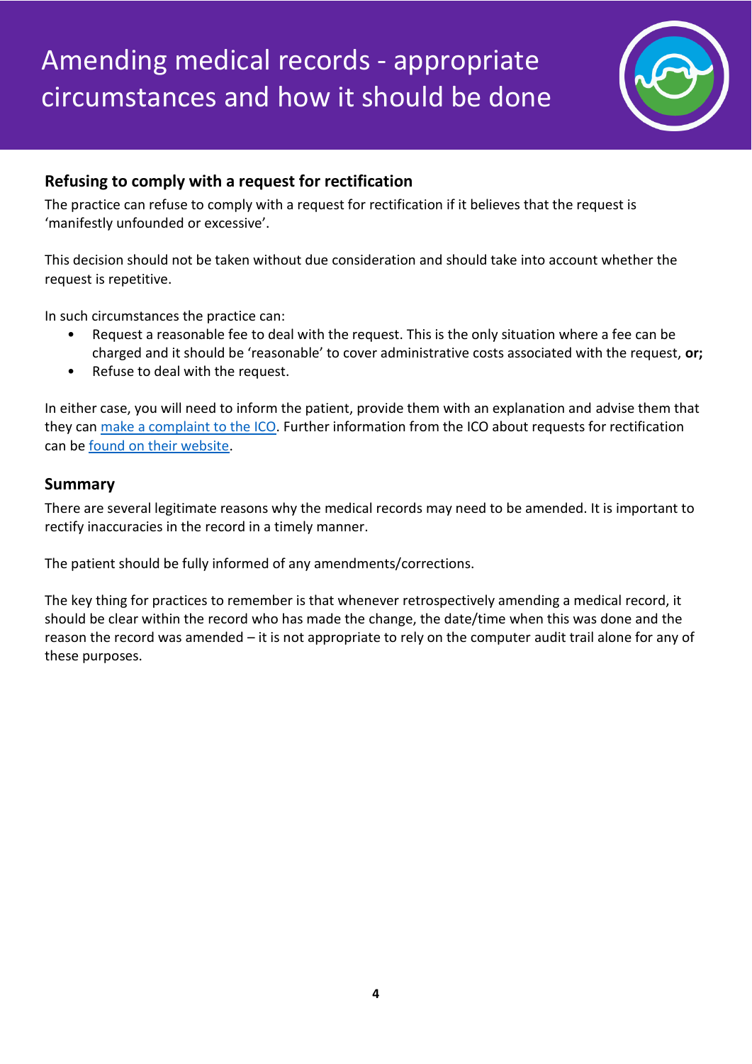# Amending medical records - appropriate circumstances and how it should be done

## Refusing to comply with a request for rectification

The practice can refuse to comply with a request for rectification if it believes that the request is 'manifestly unfounded or excessive'.

This decision should not be taken without due consideration and should take into account whether the request is repetitive.

In such circumstances the practice can:

- Request a reasonable fee to deal with the request. This is the only situation where a fee can be charged and it should be 'reasonable' to cover administrative costs associated with the request, **or;**
- Refuse to deal with the request.

In either case, you will need to inform the patient, provide them with an explanation and advise them that they can make a complaint to the ICO. Further information from the ICO about requests for rectification can be found on their website.

## Summary

There are several legitimate reasons why the medical records may need to be amended. It is important to rectify inaccuracies in the record in a timely manner.

The patient should be fully informed of any amendments/corrections.

The key thing for practices to remember is that whenever retrospectively amending a medical record, it should be clear within the record who has made the change, the date/time when this was done and the reason the record was amended – it is not appropriate to rely on the computer audit trail alone for any of these purposes.